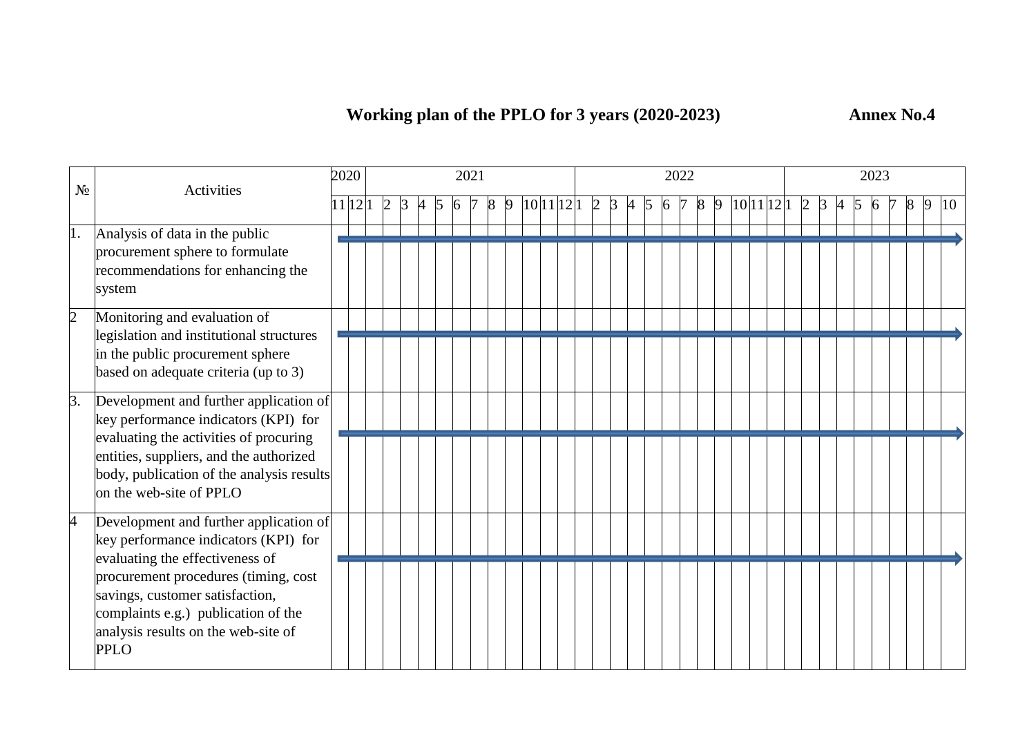**Working plan of the PPLO for 3 years (2020-2023)** **Annex No.4**

| № | Activities | 2020 | | 2021 | | | | | | | | | | | | 2022 | | | | | | | | | | | | 2023 | | | | | | | | | |
|---|---|---|---|---|---|---|---|---|---|---|---|---|---|---|---|---|---|---|---|---|---|---|---|---|---|---|---|---|---|---|---|---|---|---|---|---|---|
| | | 11 | 12 | 1 | 2 | 3 | 4 | 5 | 6 | 7 | 8 | 9 | 10 | 11 | 12 | 1 | 2 | 3 | 4 | 5 | 6 | 7 | 8 | 9 | 10 | 11 | 12 | 1 | 2 | 3 | 4 | 5 | 6 | 7 | 8 | 9 | 10 |
| 1. | Analysis of data in the public procurement sphere to formulate recommendations for enhancing the system | | | | | | | | | | | | | | | | | | | | | | | | | | | | | | | | | | | | |
| 2 | Monitoring and evaluation of legislation and institutional structures in the public procurement sphere based on adequate criteria (up to 3) | | | | | | | | | | | | | | | | | | | | | | | | | | | | | | | | | | | | |
| 3. | Development and further application of key performance indicators (KPI) for evaluating the activities of procuring entities, suppliers, and the authorized body, publication of the analysis results on the web-site of PPLO | | | | | | | | | | | | | | | | | | | | | | | | | | | | | | | | | | | | |
| 4 | Development and further application of key performance indicators (KPI) for evaluating the effectiveness of procurement procedures (timing, cost savings, customer satisfaction, complaints e.g.) publication of the analysis results on the web-site of PPLO | | | | | | | | | | | | | | | | | | | | | | | | | | | | | | | | | | | | |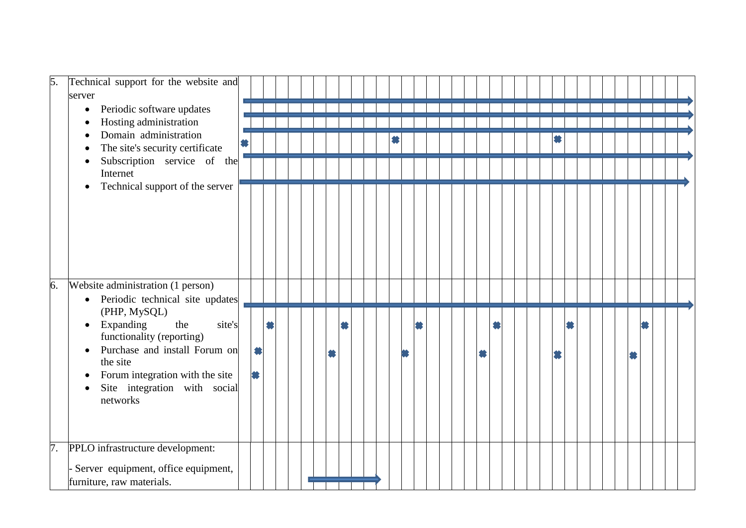| | | |
|---|---|---|
| 5. | Technical support for the website and server<br>• Periodic software updates<br>• Hosting administration<br>• Domain administration<br>• The site's security certificate<br>• Subscription service of the Internet<br>• Technical support of the server | |
| 6. | Website administration (1 person)<br>• Periodic technical site updates (PHP, MySQL)<br>• Expanding the site's functionality (reporting)<br>• Purchase and install Forum on the site<br>• Forum integration with the site<br>• Site integration with social networks | |
| 7. | PPLO infrastructure development:<br>- Server equipment, office equipment, furniture, raw materials. | |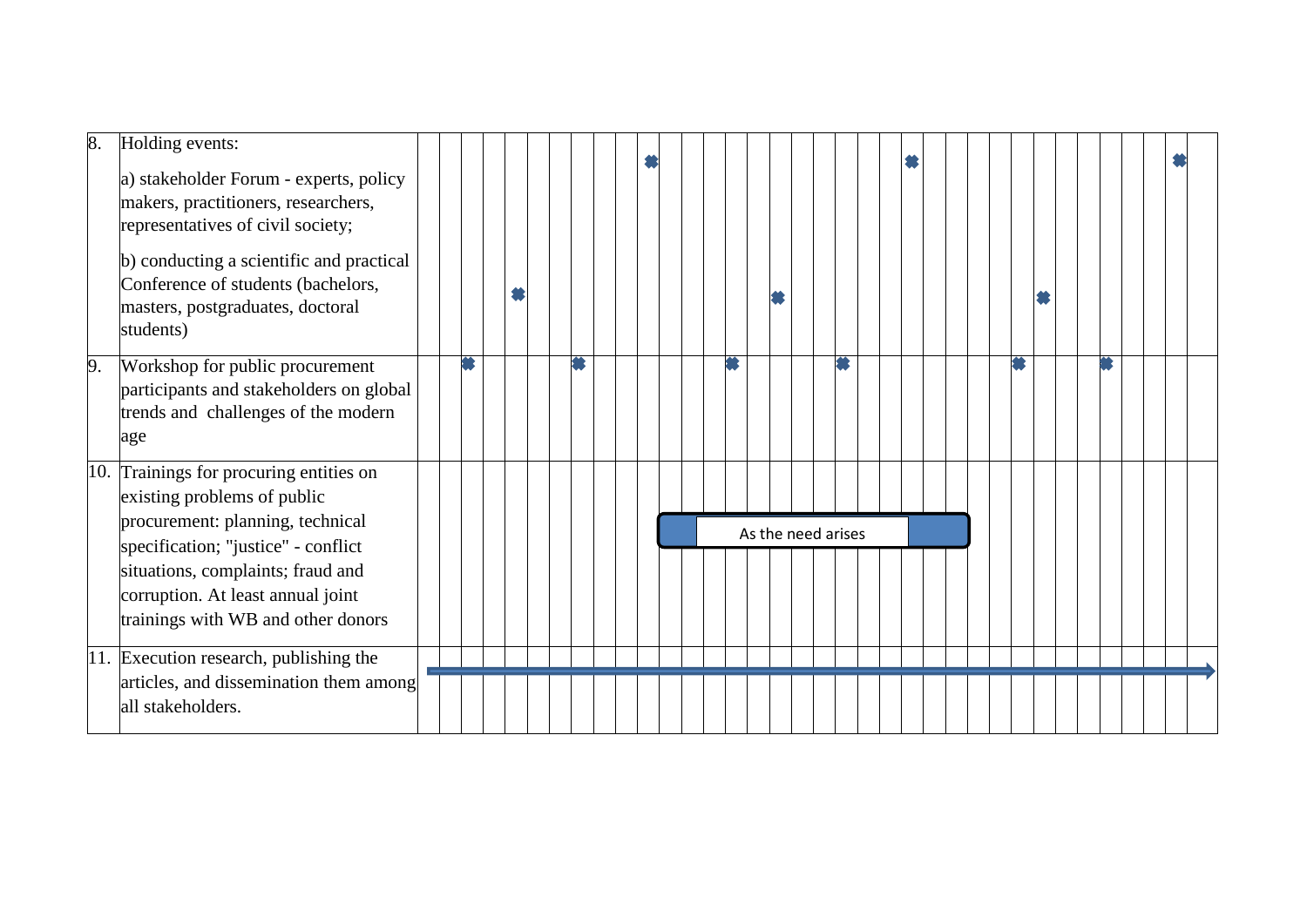| | | | | | | | | | | | | | | | | | | | | | | | | | | | | | | | | | | | | | |
|---|---|---|---|---|---|---|---|---|---|---|---|---|---|---|---|---|---|---|---|---|---|---|---|---|---|---|---|---|---|---|---|---|---|---|---|---|---|
| 8. | Holding events: | | | | | | | | | | | | | | | | | | | | | | | | | | | | | | | | | | | | |
| | a) stakeholder Forum - experts, policy makers, practitioners, researchers, representatives of civil society; | | | | | | | | | | ✖ | | | | | | | | | | | ✖ | | | | | | | | | | | | ✖ | |
| | b) conducting a scientific and practical Conference of students (bachelors, masters, postgraduates, doctoral students) | | | | ✖ | | | | | | | | | | | | ✖ | | | | | | | | | | | | ✖ | | | | | | | | |
| 9. | Workshop for public procurement participants and stakeholders on global trends and challenges of the modern age | | | ✖ | | | | | ✖ | | | | | | ✖ | | | | | ✖ | | | | | | | | | ✖ | | | | ✖ | | | | |
| 10. | Trainings for procuring entities on existing problems of public procurement: planning, technical specification; "justice" - conflict situations, complaints; fraud and corruption. At least annual joint trainings with WB and other donors | | | | | | | | | | | | As the need arises | | | | | | | | | | | | | | | | | | | | | | | | |
| 11. | Execution research, publishing the articles, and dissemination them among all stakeholders. | → | → | → | → | → | → | → | → | → | → | → | → | → | → | → | → | → | → | → | → | → | → | → | → | → | → | → | → | → | → | → | → | → | → | → | → |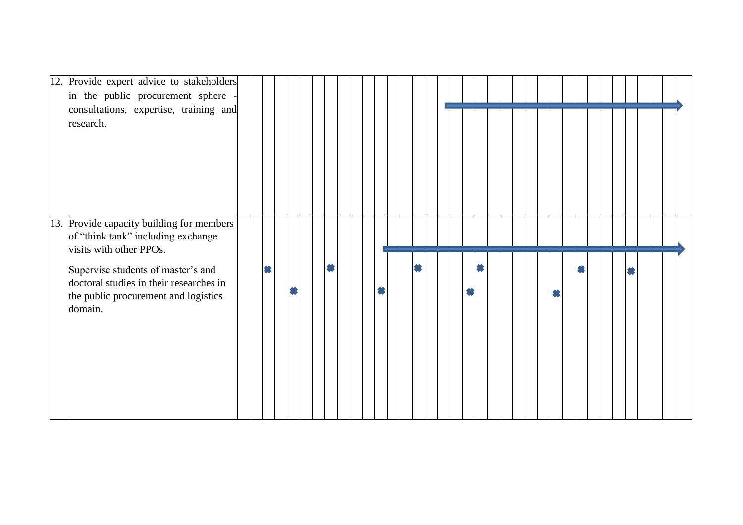| | | |
|---|---|---|
| 12. | Provide expert advice to stakeholders in the public procurement sphere - consultations, expertise, training and research. | |
| 13. | Provide capacity building for members of "think tank" including exchange visits with other PPOs.<br><br>Supervise students of master's and doctoral studies in their researches in the public procurement and logistics domain. | |